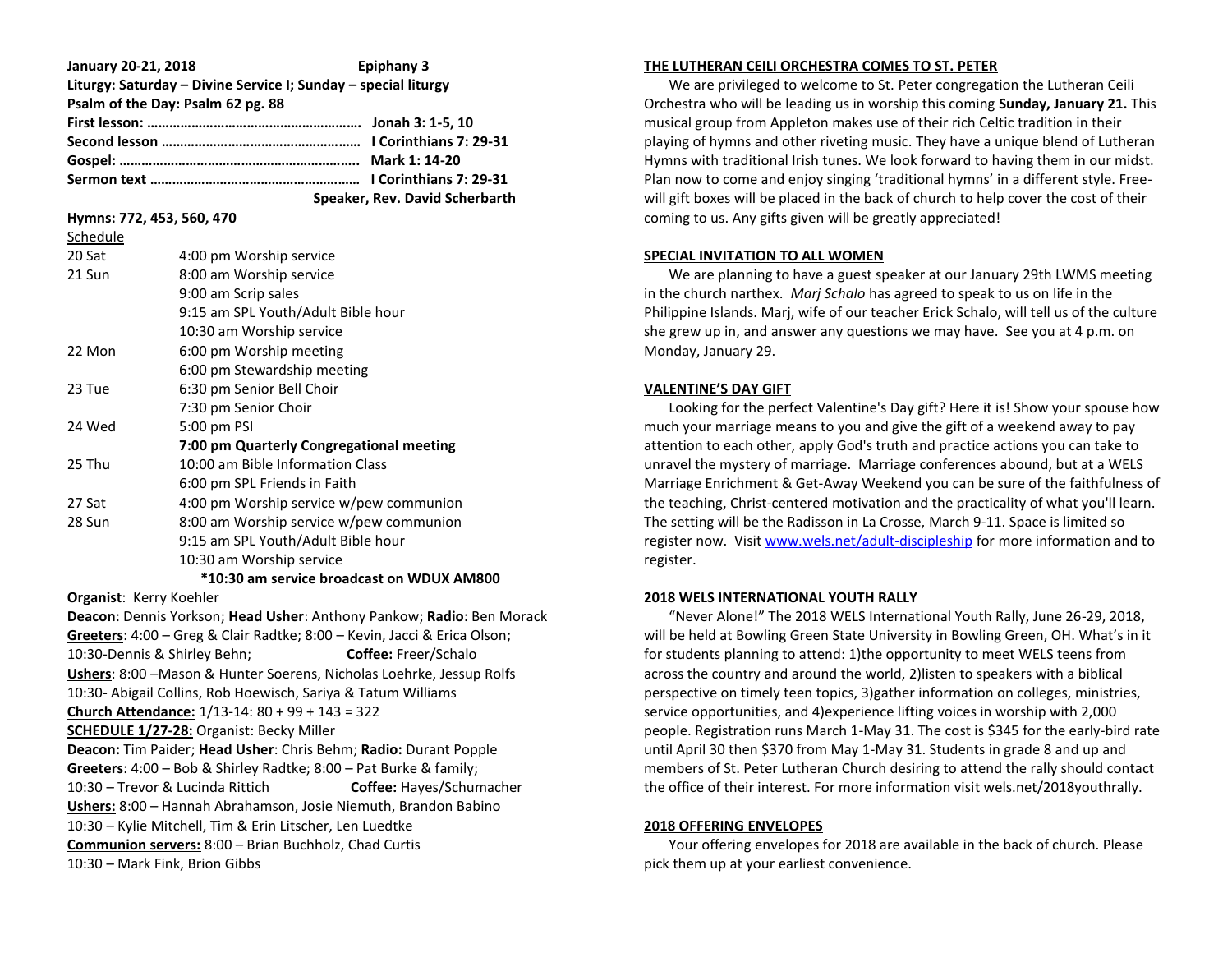**January 20-21, 2018 Epiphany 3**

**Liturgy: Saturday – Divine Service I; Sunday – special liturgy**

**Psalm of the Day: Psalm 62 pg. 88**

**First lesson: …………………………………………………. Jonah 3: 1-5, 10**

**Second lesson ……………………………………………… I Corinthians 7: 29-31**

**Gospel: ……………………………………………………….. Mark 1: 14-20**

**Sermon text ………………………………………………… I Corinthians 7: 29-31**

**Speaker, Rev. David Scherbarth**

**Hymns: 772, 453, 560, 470**

Schedule

| | |
|---|---|
| 20 Sat | 4:00 pm Worship service |
| 21 Sun | 8:00 am Worship service |
| | 9:00 am Scrip sales |
| | 9:15 am SPL Youth/Adult Bible hour |
| | 10:30 am Worship service |
| 22 Mon | 6:00 pm Worship meeting |
| | 6:00 pm Stewardship meeting |
| 23 Tue | 6:30 pm Senior Bell Choir |
| | 7:30 pm Senior Choir |
| 24 Wed | 5:00 pm PSI |
| | **7:00 pm Quarterly Congregational meeting** |
| 25 Thu | 10:00 am Bible Information Class |
| | 6:00 pm SPL Friends in Faith |
| 27 Sat | 4:00 pm Worship service w/pew communion |
| 28 Sun | 8:00 am Worship service w/pew communion |
| | 9:15 am SPL Youth/Adult Bible hour |
| | 10:30 am Worship service |

**\*10:30 am service broadcast on WDUX AM800**

**Organist**: Kerry Koehler

**Deacon**: Dennis Yorkson; **Head Usher**: Anthony Pankow; **Radio**: Ben Morack

**Greeters**: 4:00 – Greg & Clair Radtke; 8:00 – Kevin, Jacci & Erica Olson; 10:30-Dennis & Shirley Behn; **Coffee:** Freer/Schalo

**Ushers**: 8:00 –Mason & Hunter Soerens, Nicholas Loehrke, Jessup Rolfs
10:30- Abigail Collins, Rob Hoewisch, Sariya & Tatum Williams

**Church Attendance:** 1/13-14: 80 + 99 + 143 = 322

**SCHEDULE 1/27-28:** Organist: Becky Miller

**Deacon:** Tim Paider; **Head Usher**: Chris Behm; **Radio:** Durant Popple

**Greeters**: 4:00 – Bob & Shirley Radtke; 8:00 – Pat Burke & family; 10:30 – Trevor & Lucinda Rittich **Coffee:** Hayes/Schumacher

**Ushers:** 8:00 – Hannah Abrahamson, Josie Niemuth, Brandon Babino
10:30 – Kylie Mitchell, Tim & Erin Litscher, Len Luedtke

**Communion servers:** 8:00 – Brian Buchholz, Chad Curtis
10:30 – Mark Fink, Brion Gibbs

## THE LUTHERAN CEILI ORCHESTRA COMES TO ST. PETER

We are privileged to welcome to St. Peter congregation the Lutheran Ceili Orchestra who will be leading us in worship this coming **Sunday, January 21.** This musical group from Appleton makes use of their rich Celtic tradition in their playing of hymns and other riveting music. They have a unique blend of Lutheran Hymns with traditional Irish tunes. We look forward to having them in our midst. Plan now to come and enjoy singing 'traditional hymns' in a different style. Free-will gift boxes will be placed in the back of church to help cover the cost of their coming to us. Any gifts given will be greatly appreciated!

## SPECIAL INVITATION TO ALL WOMEN

We are planning to have a guest speaker at our January 29th LWMS meeting in the church narthex. *Marj Schalo* has agreed to speak to us on life in the Philippine Islands. Marj, wife of our teacher Erick Schalo, will tell us of the culture she grew up in, and answer any questions we may have. See you at 4 p.m. on Monday, January 29.

## VALENTINE'S DAY GIFT

Looking for the perfect Valentine's Day gift? Here it is! Show your spouse how much your marriage means to you and give the gift of a weekend away to pay attention to each other, apply God's truth and practice actions you can take to unravel the mystery of marriage. Marriage conferences abound, but at a WELS Marriage Enrichment & Get-Away Weekend you can be sure of the faithfulness of the teaching, Christ-centered motivation and the practicality of what you'll learn. The setting will be the Radisson in La Crosse, March 9-11. Space is limited so register now. Visit www.wels.net/adult-discipleship for more information and to register.

## 2018 WELS INTERNATIONAL YOUTH RALLY

"Never Alone!" The 2018 WELS International Youth Rally, June 26-29, 2018, will be held at Bowling Green State University in Bowling Green, OH. What's in it for students planning to attend: 1)the opportunity to meet WELS teens from across the country and around the world, 2)listen to speakers with a biblical perspective on timely teen topics, 3)gather information on colleges, ministries, service opportunities, and 4)experience lifting voices in worship with 2,000 people. Registration runs March 1-May 31. The cost is $345 for the early-bird rate until April 30 then $370 from May 1-May 31. Students in grade 8 and up and members of St. Peter Lutheran Church desiring to attend the rally should contact the office of their interest. For more information visit wels.net/2018youthrally.

## 2018 OFFERING ENVELOPES

Your offering envelopes for 2018 are available in the back of church. Please pick them up at your earliest convenience.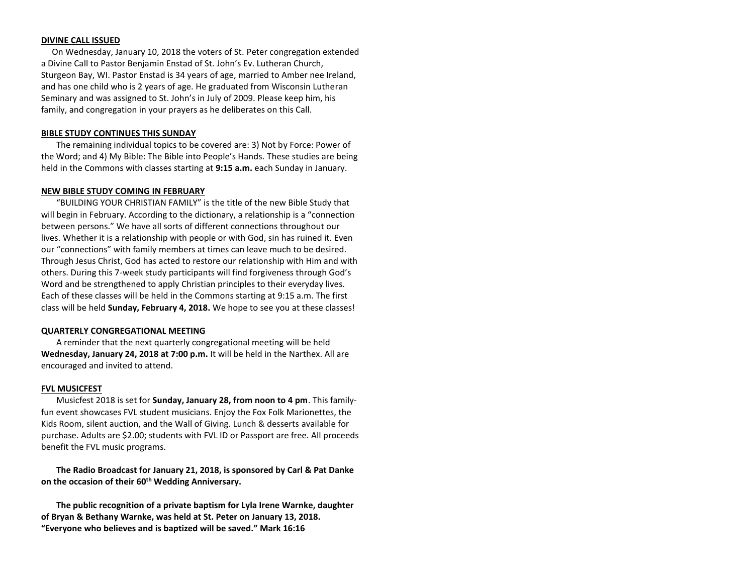**DIVINE CALL ISSUED**

On Wednesday, January 10, 2018 the voters of St. Peter congregation extended a Divine Call to Pastor Benjamin Enstad of St. John's Ev. Lutheran Church, Sturgeon Bay, WI. Pastor Enstad is 34 years of age, married to Amber nee Ireland, and has one child who is 2 years of age. He graduated from Wisconsin Lutheran Seminary and was assigned to St. John's in July of 2009. Please keep him, his family, and congregation in your prayers as he deliberates on this Call.

**BIBLE STUDY CONTINUES THIS SUNDAY**

The remaining individual topics to be covered are: 3) Not by Force: Power of the Word; and 4) My Bible: The Bible into People's Hands. These studies are being held in the Commons with classes starting at **9:15 a.m.** each Sunday in January.

**NEW BIBLE STUDY COMING IN FEBRUARY**

"BUILDING YOUR CHRISTIAN FAMILY" is the title of the new Bible Study that will begin in February. According to the dictionary, a relationship is a "connection between persons." We have all sorts of different connections throughout our lives. Whether it is a relationship with people or with God, sin has ruined it. Even our "connections" with family members at times can leave much to be desired. Through Jesus Christ, God has acted to restore our relationship with Him and with others. During this 7-week study participants will find forgiveness through God's Word and be strengthened to apply Christian principles to their everyday lives. Each of these classes will be held in the Commons starting at 9:15 a.m. The first class will be held **Sunday, February 4, 2018.** We hope to see you at these classes!

**QUARTERLY CONGREGATIONAL MEETING**

A reminder that the next quarterly congregational meeting will be held **Wednesday, January 24, 2018 at 7:00 p.m.** It will be held in the Narthex. All are encouraged and invited to attend.

**FVL MUSICFEST**

Musicfest 2018 is set for **Sunday, January 28, from noon to 4 pm**. This family-fun event showcases FVL student musicians. Enjoy the Fox Folk Marionettes, the Kids Room, silent auction, and the Wall of Giving. Lunch & desserts available for purchase. Adults are $2.00; students with FVL ID or Passport are free. All proceeds benefit the FVL music programs.

**The Radio Broadcast for January 21, 2018, is sponsored by Carl & Pat Danke on the occasion of their 60th Wedding Anniversary.**

**The public recognition of a private baptism for Lyla Irene Warnke, daughter of Bryan & Bethany Warnke, was held at St. Peter on January 13, 2018. "Everyone who believes and is baptized will be saved." Mark 16:16**